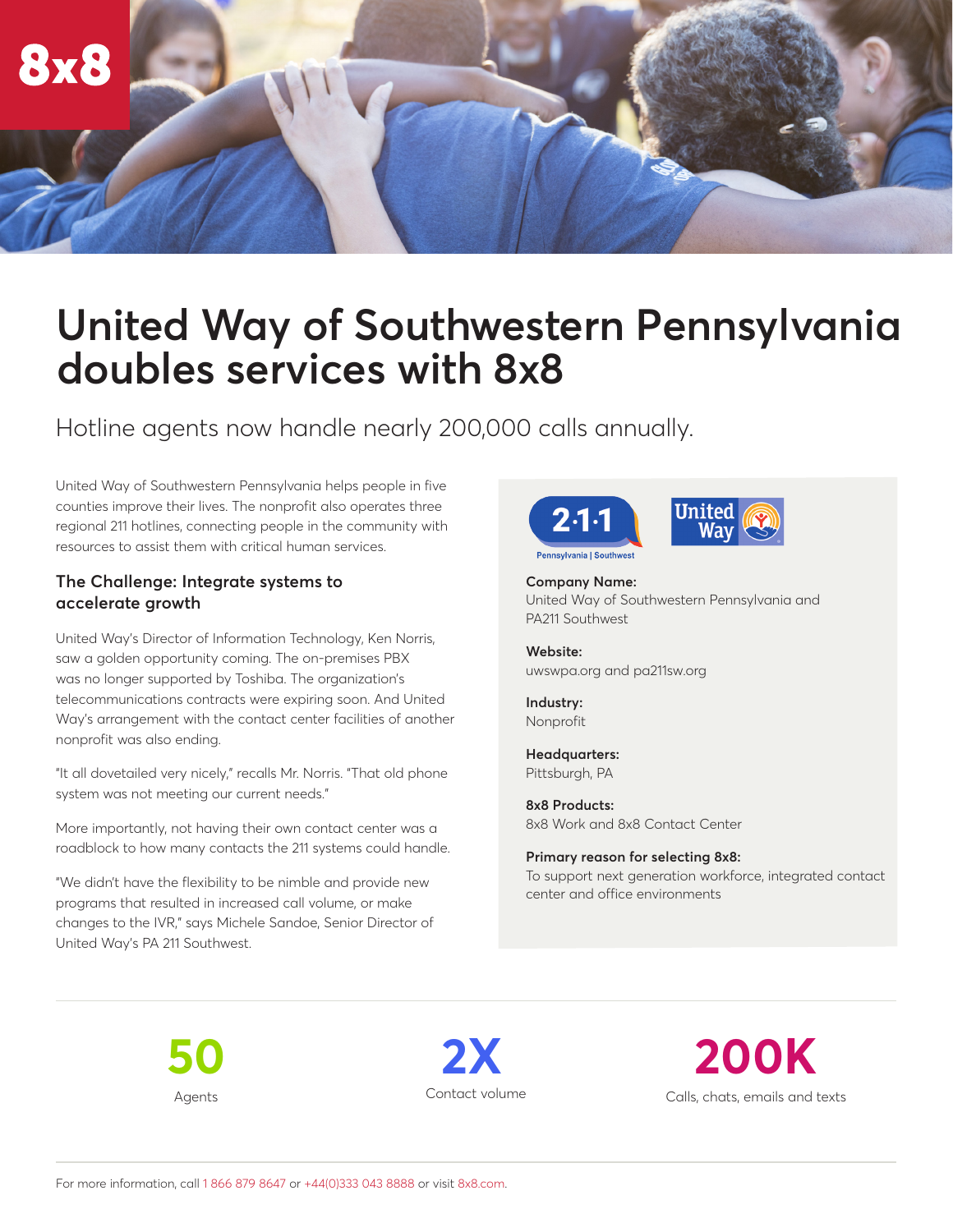# United Way of Southwestern Pennsylvania doubles services with 8x8

Hotline agents now handle nearly 200,000 calls annually.

United Way of Southwestern Pennsylvania helps people in five counties improve their lives. The nonprofit also operates three regional 211 hotlines, connecting people in the community with resources to assist them with critical human services.

## The Challenge: Integrate systems to accelerate growth

United Way's Director of Information Technology, Ken Norris, saw a golden opportunity coming. The on-premises PBX was no longer supported by Toshiba. The organization's telecommunications contracts were expiring soon. And United Way's arrangement with the contact center facilities of another nonprofit was also ending.

"It all dovetailed very nicely," recalls Mr. Norris. "That old phone system was not meeting our current needs."

More importantly, not having their own contact center was a roadblock to how many contacts the 211 systems could handle.

"We didn't have the flexibility to be nimble and provide new programs that resulted in increased call volume, or make changes to the IVR," says Michele Sandoe, Senior Director of United Way's PA 211 Southwest.

**Company Name:**
United Way of Southwestern Pennsylvania and PA211 Southwest

**Website:**
uwswpa.org and pa211sw.org

**Industry:**
Nonprofit

**Headquarters:**
Pittsburgh, PA

**8x8 Products:**
8x8 Work and 8x8 Contact Center

**Primary reason for selecting 8x8:**
To support next generation workforce, integrated contact center and office environments

**50**
Agents

**2X**
Contact volume

**200K**
Calls, chats, emails and texts

For more information, call 1 866 879 8647 or +44(0)333 043 8888 or visit 8x8.com.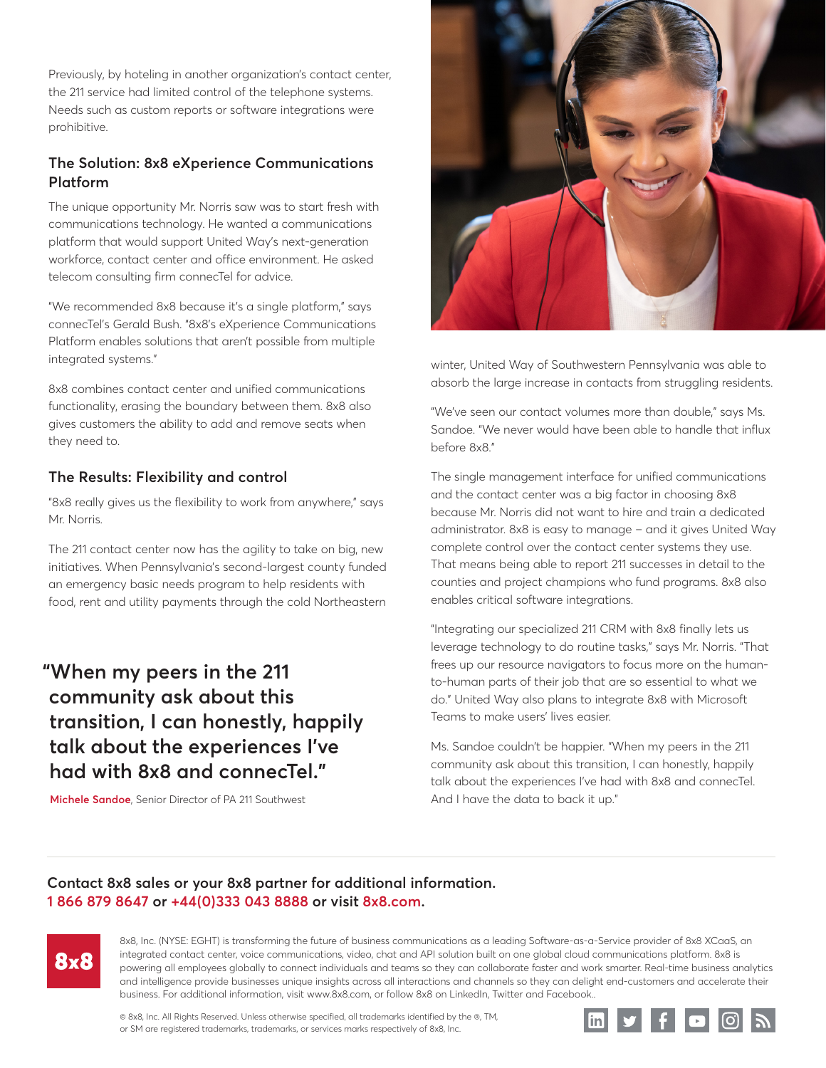Previously, by hoteling in another organization's contact center, the 211 service had limited control of the telephone systems. Needs such as custom reports or software integrations were prohibitive.

## The Solution: 8x8 eXperience Communications Platform

The unique opportunity Mr. Norris saw was to start fresh with communications technology. He wanted a communications platform that would support United Way's next-generation workforce, contact center and office environment. He asked telecom consulting firm connecTel for advice.

"We recommended 8x8 because it's a single platform," says connecTel's Gerald Bush. "8x8's eXperience Communications Platform enables solutions that aren't possible from multiple integrated systems."

8x8 combines contact center and unified communications functionality, erasing the boundary between them. 8x8 also gives customers the ability to add and remove seats when they need to.

## The Results: Flexibility and control

"8x8 really gives us the flexibility to work from anywhere," says Mr. Norris.

The 211 contact center now has the agility to take on big, new initiatives. When Pennsylvania's second-largest county funded an emergency basic needs program to help residents with food, rent and utility payments through the cold Northeastern winter, United Way of Southwestern Pennsylvania was able to absorb the large increase in contacts from struggling residents.

"We've seen our contact volumes more than double," says Ms. Sandoe. "We never would have been able to handle that influx before 8x8."

The single management interface for unified communications and the contact center was a big factor in choosing 8x8 because Mr. Norris did not want to hire and train a dedicated administrator. 8x8 is easy to manage – and it gives United Way complete control over the contact center systems they use. That means being able to report 211 successes in detail to the counties and project champions who fund programs. 8x8 also enables critical software integrations.

"Integrating our specialized 211 CRM with 8x8 finally lets us leverage technology to do routine tasks," says Mr. Norris. "That frees up our resource navigators to focus more on the human-to-human parts of their job that are so essential to what we do." United Way also plans to integrate 8x8 with Microsoft Teams to make users' lives easier.

Ms. Sandoe couldn't be happier. "When my peers in the 211 community ask about this transition, I can honestly, happily talk about the experiences I've had with 8x8 and connecTel. And I have the data to back it up."

> **"When my peers in the 211 community ask about this transition, I can honestly, happily talk about the experiences I've had with 8x8 and connecTel."**
>
> **Michele Sandoe**, Senior Director of PA 211 Southwest

**Contact 8x8 sales or your 8x8 partner for additional information.**
**1 866 879 8647 or +44(0)333 043 8888 or visit 8x8.com.**

8x8

8x8, Inc. (NYSE: EGHT) is transforming the future of business communications as a leading Software-as-a-Service provider of 8x8 XCaaS, an integrated contact center, voice communications, video, chat and API solution built on one global cloud communications platform. 8x8 is powering all employees globally to connect individuals and teams so they can collaborate faster and work smarter. Real-time business analytics and intelligence provide businesses unique insights across all interactions and channels so they can delight end-customers and accelerate their business. For additional information, visit www.8x8.com, or follow 8x8 on LinkedIn, Twitter and Facebook..

© 8x8, Inc. All Rights Reserved. Unless otherwise specified, all trademarks identified by the ®, TM, or SM are registered trademarks, trademarks, or services marks respectively of 8x8, Inc.